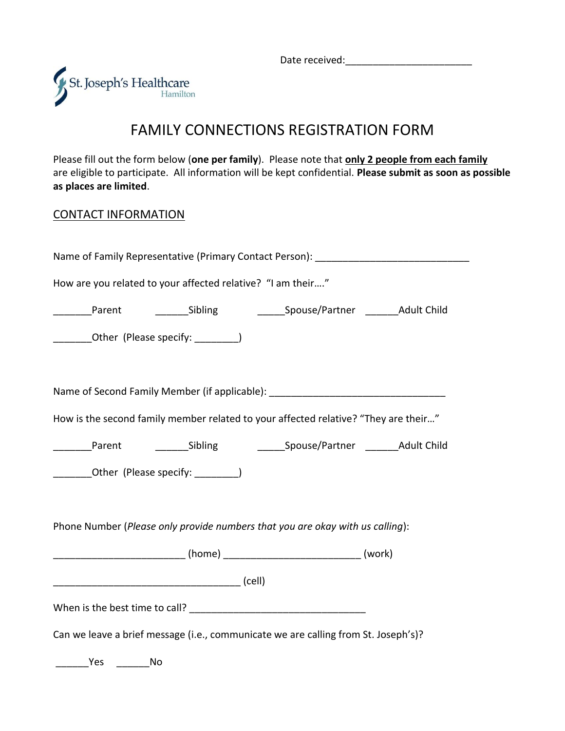Date received:_______________________

St. Joseph's Healthcare Hamilton

# FAMILY CONNECTIONS REGISTRATION FORM

Please fill out the form below (**one per family**). Please note that **only 2 people from each family** are eligible to participate. All information will be kept confidential. **Please submit as soon as possible as places are limited**.

## CONTACT INFORMATION

Name of Family Representative (Primary Contact Person): ___________________________

How are you related to your affected relative? "I am their…."

_______Parent ______Sibling _____Spouse/Partner ______Adult Child

_______Other (Please specify: ________)

Name of Second Family Member (if applicable): _______________________________

How is the second family member related to your affected relative? "They are their…"

_______Parent ______Sibling _____Spouse/Partner ______Adult Child

_______Other (Please specify: ________)

Phone Number (*Please only provide numbers that you are okay with us calling*):

________________________ (home) ________________________ (work)

__________________________________ (cell)

When is the best time to call? ________________________________

Can we leave a brief message (i.e., communicate we are calling from St. Joseph's)?

______Yes ______No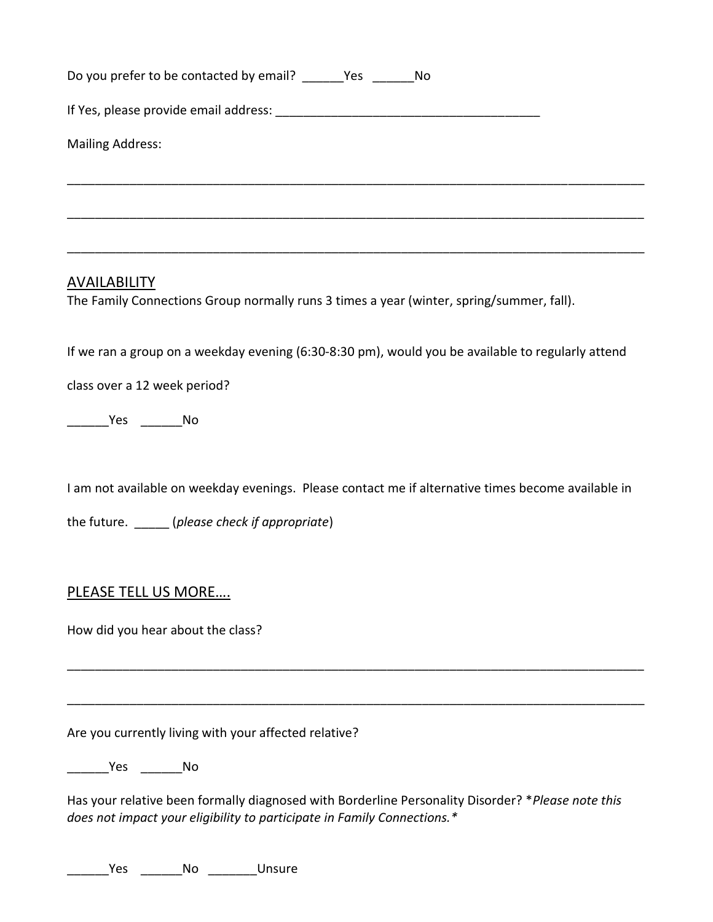Do you prefer to be contacted by email? ______Yes ______No

If Yes, please provide email address: ______________________________________

Mailing Address:

_____________________________________________________________________________________

_____________________________________________________________________________________

_____________________________________________________________________________________

## AVAILABILITY

The Family Connections Group normally runs 3 times a year (winter, spring/summer, fall).

If we ran a group on a weekday evening (6:30-8:30 pm), would you be available to regularly attend class over a 12 week period?

______Yes ______No

I am not available on weekday evenings. Please contact me if alternative times become available in the future. _____ (*please check if appropriate*)

## PLEASE TELL US MORE….

How did you hear about the class?

_____________________________________________________________________________________

_____________________________________________________________________________________

Are you currently living with your affected relative?

______Yes ______No

Has your relative been formally diagnosed with Borderline Personality Disorder? **Please note this does not impact your eligibility to participate in Family Connections.**

______Yes ______No _______Unsure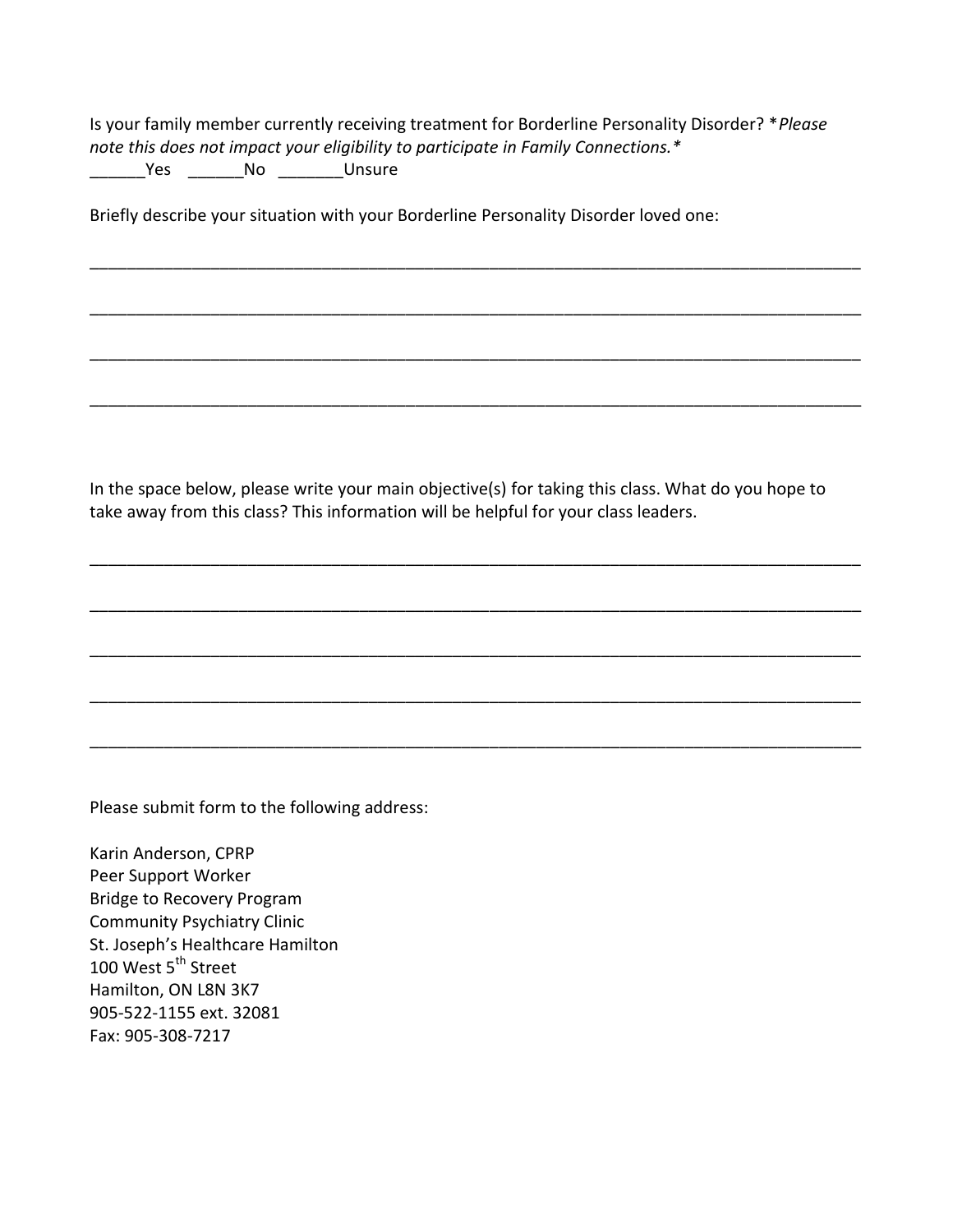Is your family member currently receiving treatment for Borderline Personality Disorder? **Please note this does not impact your eligibility to participate in Family Connections.**

______Yes ______No _______Unsure

Briefly describe your situation with your Borderline Personality Disorder loved one:

_____________________________________________________________________________________

_____________________________________________________________________________________

_____________________________________________________________________________________

_____________________________________________________________________________________

In the space below, please write your main objective(s) for taking this class. What do you hope to take away from this class? This information will be helpful for your class leaders.

_____________________________________________________________________________________

_____________________________________________________________________________________

_____________________________________________________________________________________

_____________________________________________________________________________________

_____________________________________________________________________________________

Please submit form to the following address:

Karin Anderson, CPRP
Peer Support Worker
Bridge to Recovery Program
Community Psychiatry Clinic
St. Joseph's Healthcare Hamilton
100 West 5th Street
Hamilton, ON L8N 3K7
905-522-1155 ext. 32081
Fax: 905-308-7217